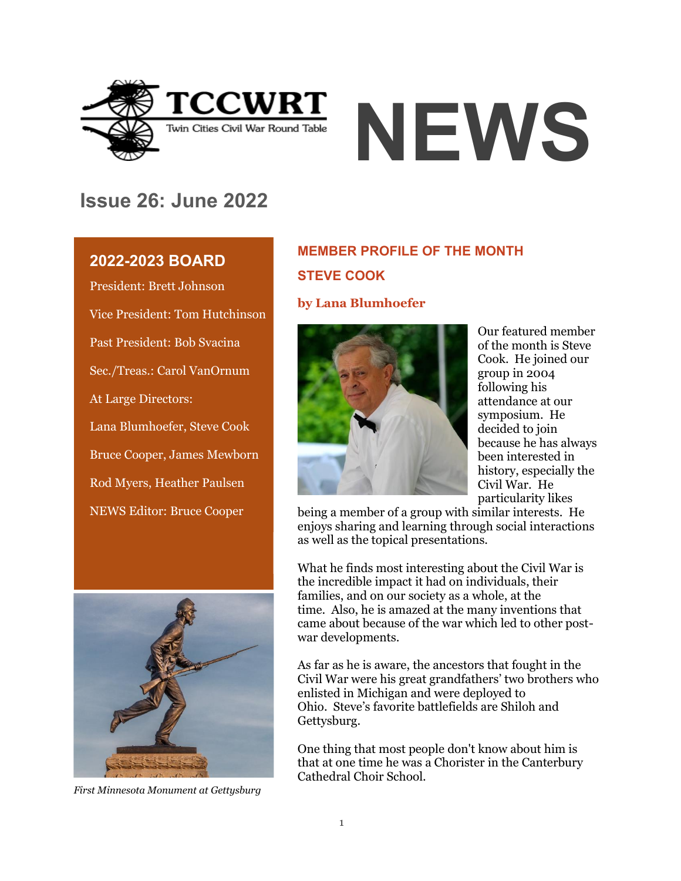# TCCWRT NEWS

Twin Cities Civil War Round Table

## Issue 26: June 2022

### 2022-2023 BOARD

President: Brett Johnson

Vice President: Tom Hutchinson

Past President: Bob Svacina

Sec./Treas.: Carol VanOrnum

At Large Directors:

Lana Blumhoefer, Steve Cook

Bruce Cooper, James Mewborn

Rod Myers, Heather Paulsen

NEWS Editor: Bruce Cooper

*First Minnesota Monument at Gettysburg*

## MEMBER PROFILE OF THE MONTH

## STEVE COOK

**by Lana Blumhoefer**

Our featured member of the month is Steve Cook. He joined our group in 2004 following his attendance at our symposium. He decided to join because he has always been interested in history, especially the Civil War. He particularity likes being a member of a group with similar interests. He enjoys sharing and learning through social interactions as well as the topical presentations.

What he finds most interesting about the Civil War is the incredible impact it had on individuals, their families, and on our society as a whole, at the time. Also, he is amazed at the many inventions that came about because of the war which led to other post-war developments.

As far as he is aware, the ancestors that fought in the Civil War were his great grandfathers' two brothers who enlisted in Michigan and were deployed to Ohio. Steve's favorite battlefields are Shiloh and Gettysburg.

One thing that most people don't know about him is that at one time he was a Chorister in the Canterbury Cathedral Choir School.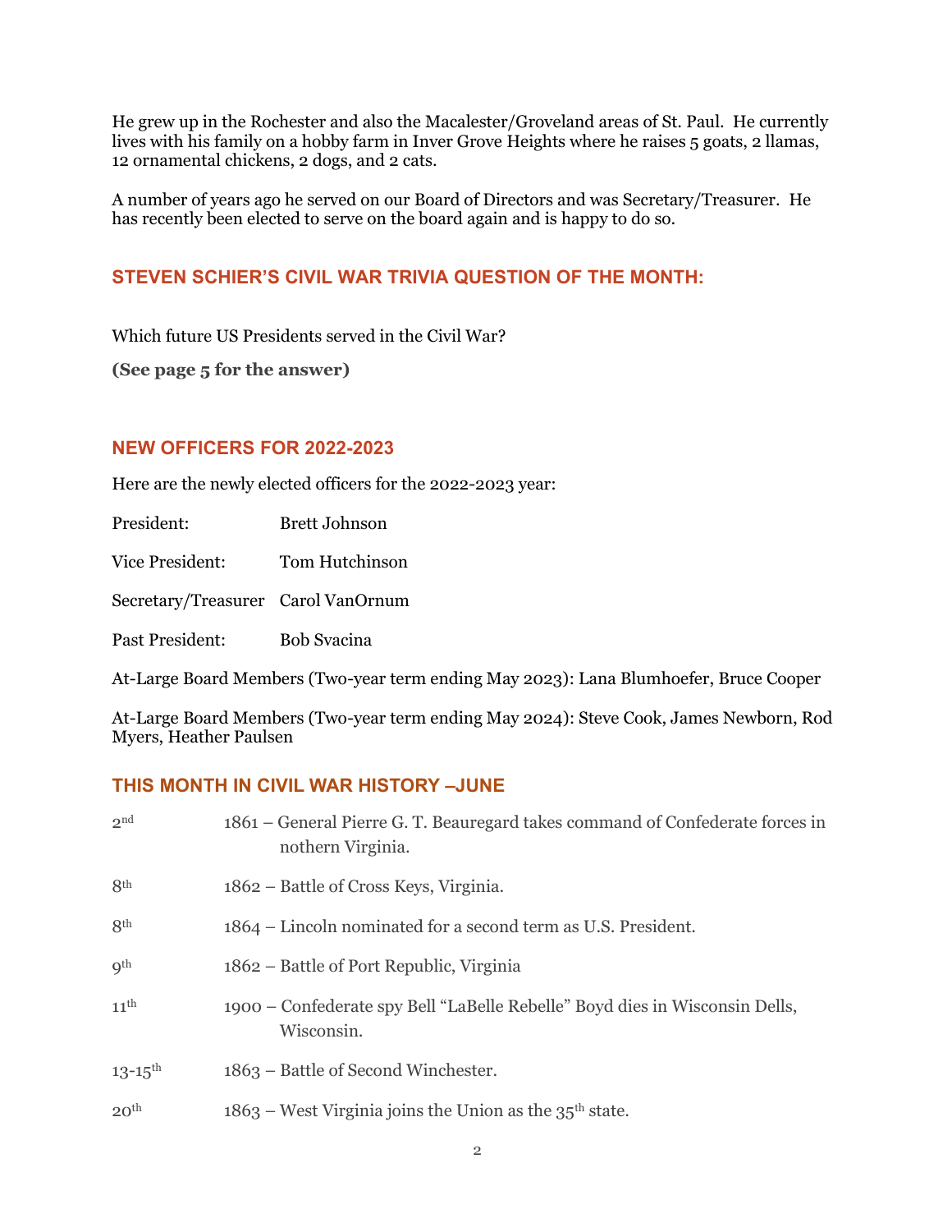He grew up in the Rochester and also the Macalester/Groveland areas of St. Paul. He currently lives with his family on a hobby farm in Inver Grove Heights where he raises 5 goats, 2 llamas, 12 ornamental chickens, 2 dogs, and 2 cats.

A number of years ago he served on our Board of Directors and was Secretary/Treasurer. He has recently been elected to serve on the board again and is happy to do so.

## STEVEN SCHIER'S CIVIL WAR TRIVIA QUESTION OF THE MONTH:

Which future US Presidents served in the Civil War?

**(See page 5 for the answer)**

## NEW OFFICERS FOR 2022-2023

Here are the newly elected officers for the 2022-2023 year:

President: Brett Johnson

Vice President: Tom Hutchinson

Secretary/Treasurer Carol VanOrnum

Past President: Bob Svacina

At-Large Board Members (Two-year term ending May 2023): Lana Blumhoefer, Bruce Cooper

At-Large Board Members (Two-year term ending May 2024): Steve Cook, James Newborn, Rod Myers, Heather Paulsen

## THIS MONTH IN CIVIL WAR HISTORY –JUNE

2nd — 1861 – General Pierre G. T. Beauregard takes command of Confederate forces in nothern Virginia.

8th — 1862 – Battle of Cross Keys, Virginia.

8th — 1864 – Lincoln nominated for a second term as U.S. President.

9th — 1862 – Battle of Port Republic, Virginia

11th — 1900 – Confederate spy Bell "LaBelle Rebelle" Boyd dies in Wisconsin Dells, Wisconsin.

13-15th — 1863 – Battle of Second Winchester.

20th — 1863 – West Virginia joins the Union as the 35th state.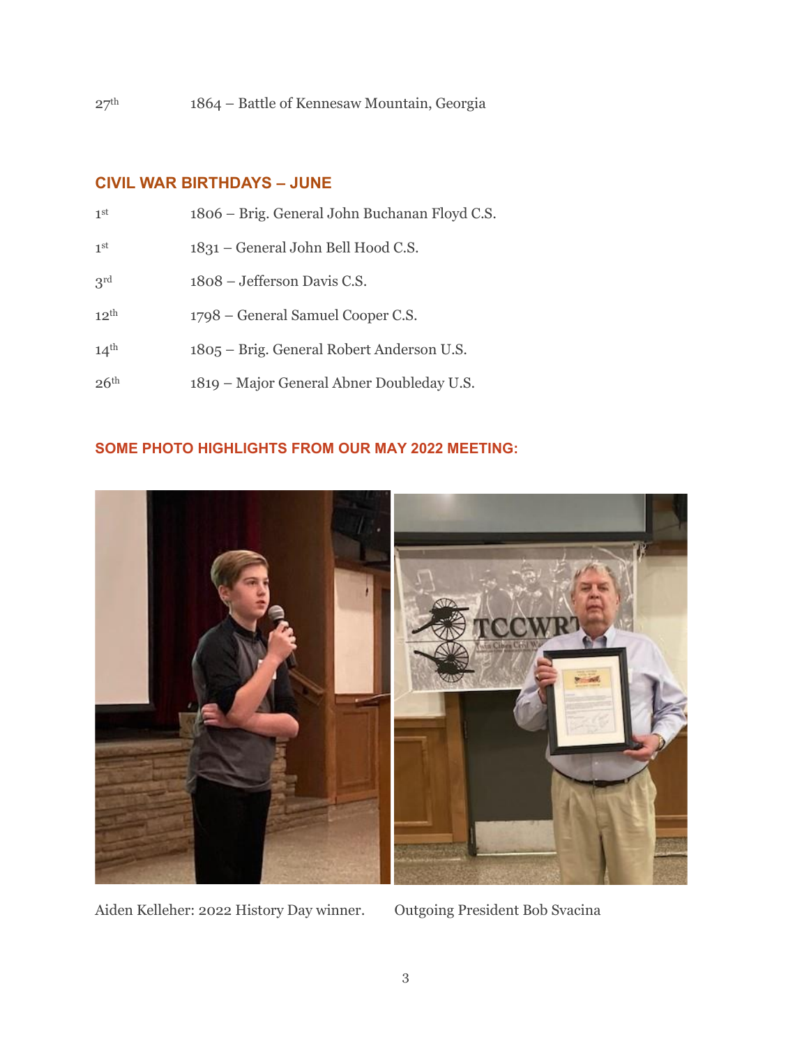27th 1864 – Battle of Kennesaw Mountain, Georgia

## CIVIL WAR BIRTHDAYS – JUNE

1st 1806 – Brig. General John Buchanan Floyd C.S.

1st 1831 – General John Bell Hood C.S.

3rd 1808 – Jefferson Davis C.S.

12th 1798 – General Samuel Cooper C.S.

14th 1805 – Brig. General Robert Anderson U.S.

26th 1819 – Major General Abner Doubleday U.S.

## SOME PHOTO HIGHLIGHTS FROM OUR MAY 2022 MEETING:

Aiden Kelleher: 2022 History Day winner.

Outgoing President Bob Svacina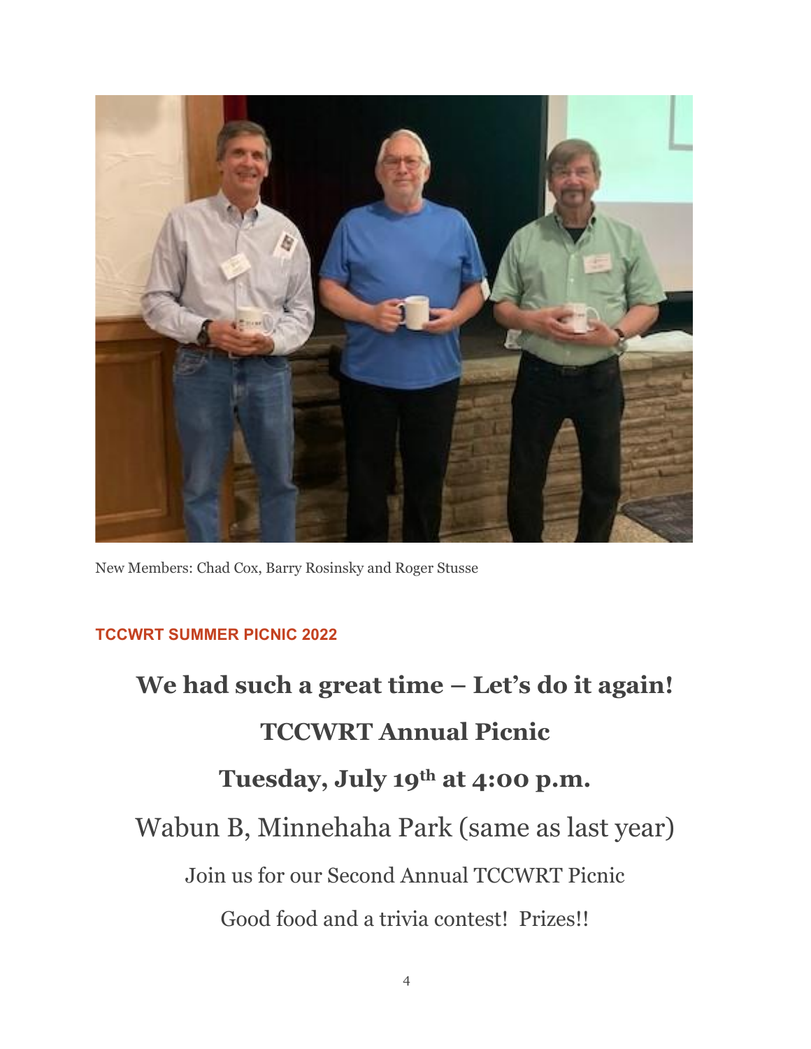New Members: Chad Cox, Barry Rosinsky and Roger Stusse

## TCCWRT SUMMER PICNIC 2022

# We had such a great time – Let's do it again!

# TCCWRT Annual Picnic

# Tuesday, July 19th at 4:00 p.m.

Wabun B, Minnehaha Park (same as last year)

Join us for our Second Annual TCCWRT Picnic

Good food and a trivia contest! Prizes!!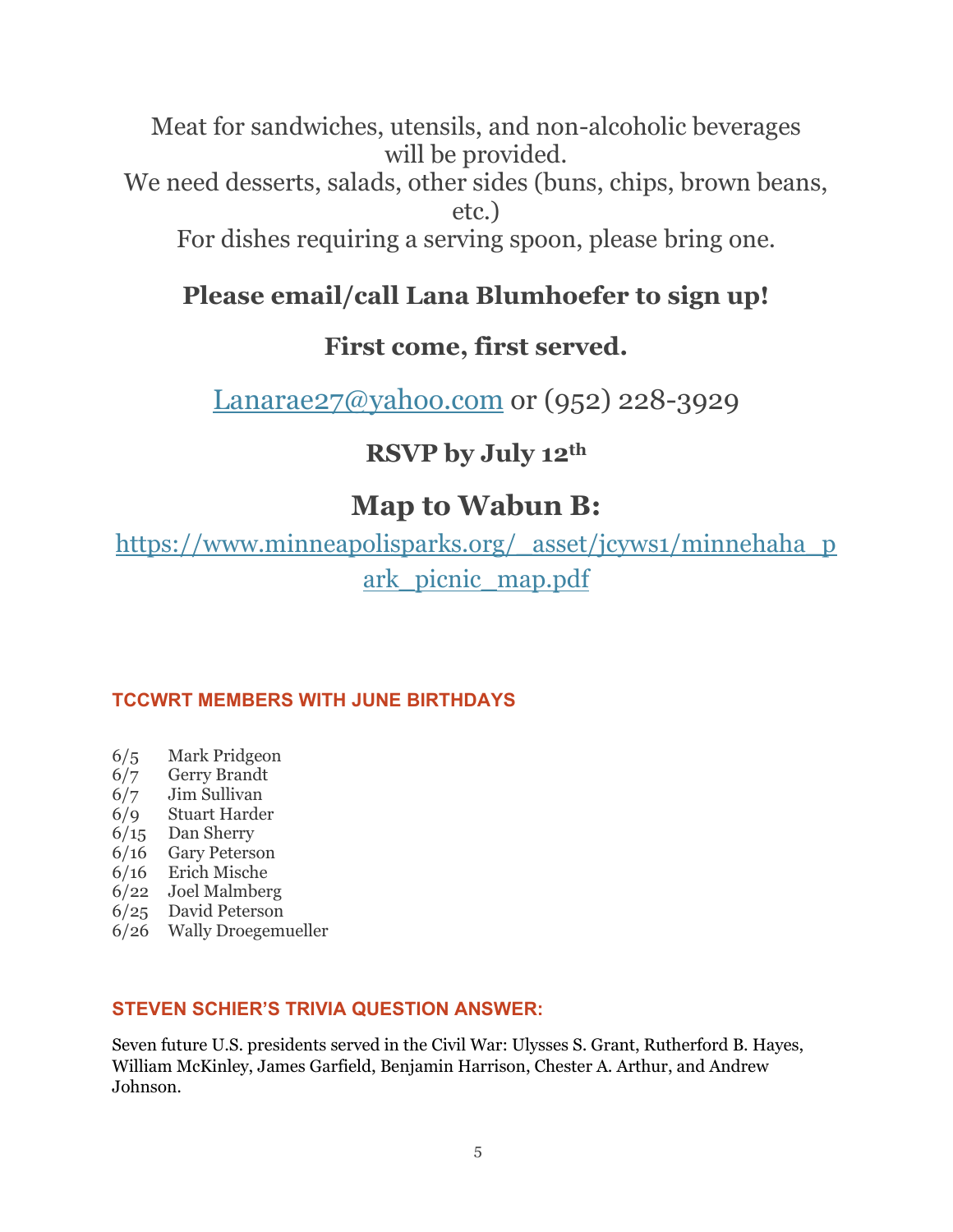Meat for sandwiches, utensils, and non-alcoholic beverages will be provided.
We need desserts, salads, other sides (buns, chips, brown beans, etc.)
For dishes requiring a serving spoon, please bring one.

**Please email/call Lana Blumhoefer to sign up!**

**First come, first served.**

[Lanarae27@yahoo.com](mailto:Lanarae27@yahoo.com) or (952) 228-3929

**RSVP by July 12th**

## Map to Wabun B:

[https://www.minneapolisparks.org/_asset/jcyws1/minnehaha_park_picnic_map.pdf](https://www.minneapolisparks.org/_asset/jcyws1/minnehaha_park_picnic_map.pdf)

### TCCWRT MEMBERS WITH JUNE BIRTHDAYS

6/5 Mark Pridgeon
6/7 Gerry Brandt
6/7 Jim Sullivan
6/9 Stuart Harder
6/15 Dan Sherry
6/16 Gary Peterson
6/16 Erich Mische
6/22 Joel Malmberg
6/25 David Peterson
6/26 Wally Droegemueller

### STEVEN SCHIER'S TRIVIA QUESTION ANSWER:

Seven future U.S. presidents served in the Civil War: Ulysses S. Grant, Rutherford B. Hayes, William McKinley, James Garfield, Benjamin Harrison, Chester A. Arthur, and Andrew Johnson.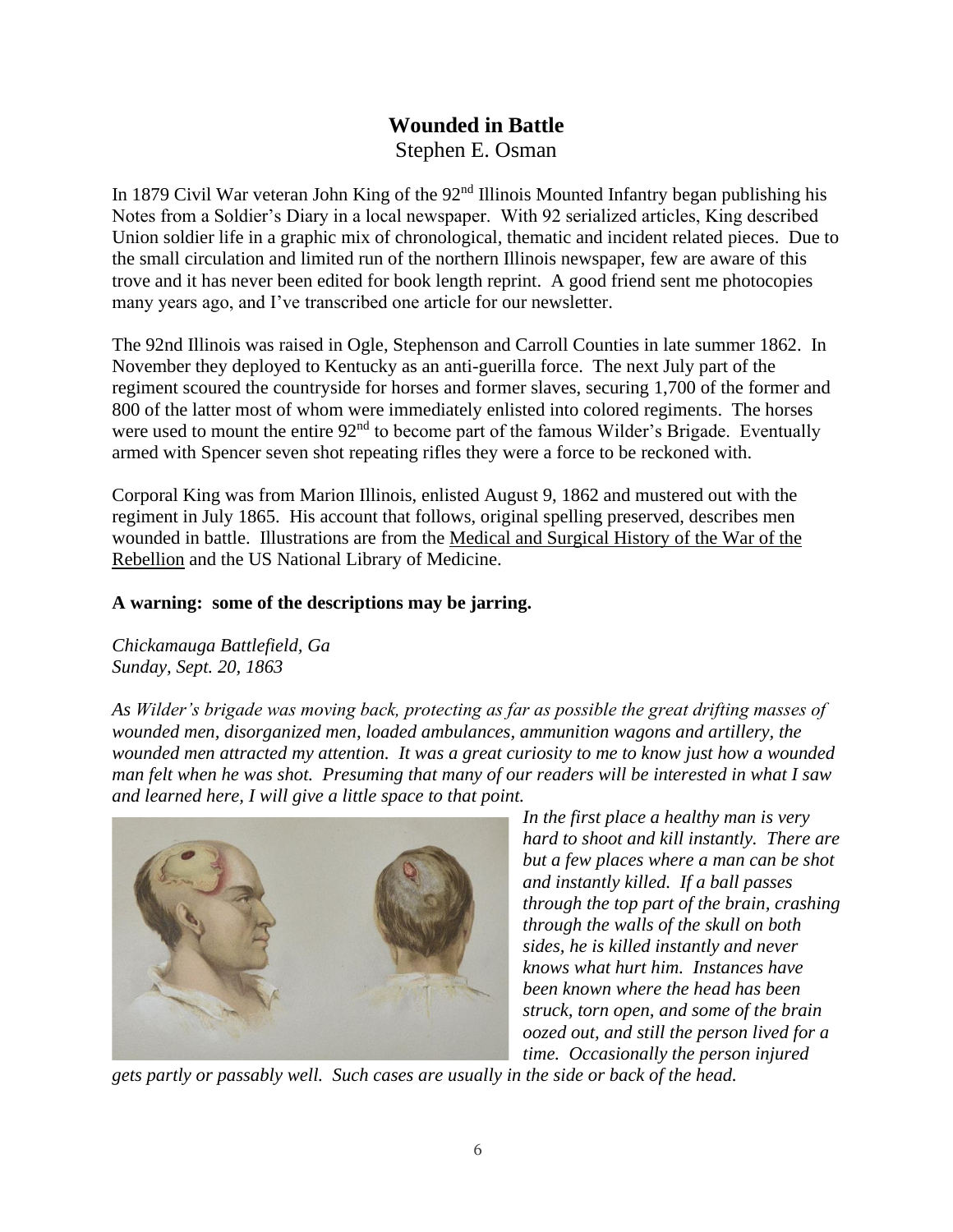# Wounded in Battle

Stephen E. Osman

In 1879 Civil War veteran John King of the 92nd Illinois Mounted Infantry began publishing his Notes from a Soldier's Diary in a local newspaper. With 92 serialized articles, King described Union soldier life in a graphic mix of chronological, thematic and incident related pieces. Due to the small circulation and limited run of the northern Illinois newspaper, few are aware of this trove and it has never been edited for book length reprint. A good friend sent me photocopies many years ago, and I've transcribed one article for our newsletter.

The 92nd Illinois was raised in Ogle, Stephenson and Carroll Counties in late summer 1862. In November they deployed to Kentucky as an anti-guerilla force. The next July part of the regiment scoured the countryside for horses and former slaves, securing 1,700 of the former and 800 of the latter most of whom were immediately enlisted into colored regiments. The horses were used to mount the entire 92nd to become part of the famous Wilder's Brigade. Eventually armed with Spencer seven shot repeating rifles they were a force to be reckoned with.

Corporal King was from Marion Illinois, enlisted August 9, 1862 and mustered out with the regiment in July 1865. His account that follows, original spelling preserved, describes men wounded in battle. Illustrations are from the Medical and Surgical History of the War of the Rebellion and the US National Library of Medicine.

**A warning: some of the descriptions may be jarring.**

*Chickamauga Battlefield, Ga*
*Sunday, Sept. 20, 1863*

*As Wilder's brigade was moving back, protecting as far as possible the great drifting masses of wounded men, disorganized men, loaded ambulances, ammunition wagons and artillery, the wounded men attracted my attention. It was a great curiosity to me to know just how a wounded man felt when he was shot. Presuming that many of our readers will be interested in what I saw and learned here, I will give a little space to that point.*

*In the first place a healthy man is very hard to shoot and kill instantly. There are but a few places where a man can be shot and instantly killed. If a ball passes through the top part of the brain, crashing through the walls of the skull on both sides, he is killed instantly and never knows what hurt him. Instances have been known where the head has been struck, torn open, and some of the brain oozed out, and still the person lived for a time. Occasionally the person injured gets partly or passably well. Such cases are usually in the side or back of the head.*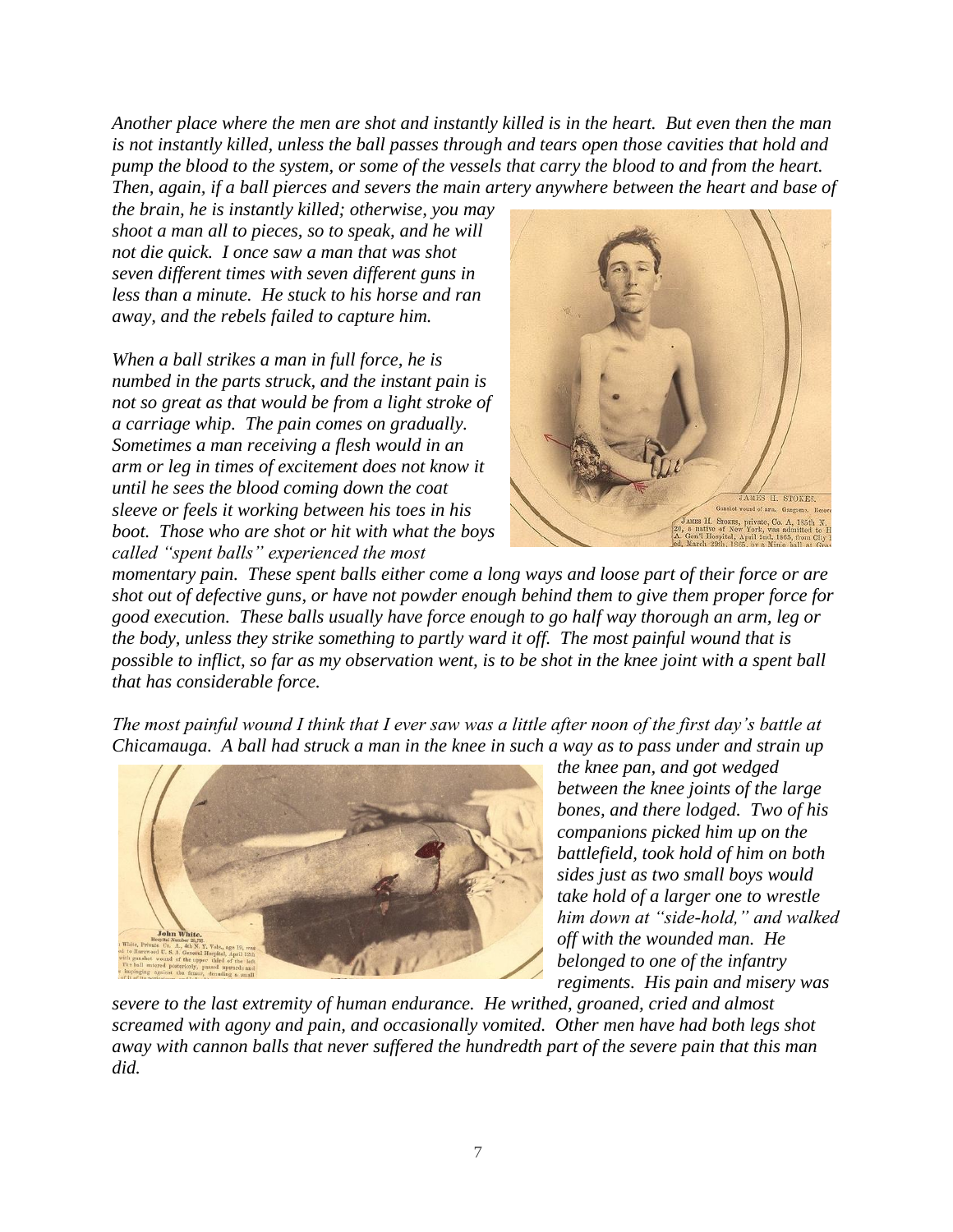*Another place where the men are shot and instantly killed is in the heart. But even then the man is not instantly killed, unless the ball passes through and tears open those cavities that hold and pump the blood to the system, or some of the vessels that carry the blood to and from the heart. Then, again, if a ball pierces and severs the main artery anywhere between the heart and base of the brain, he is instantly killed; otherwise, you may shoot a man all to pieces, so to speak, and he will not die quick. I once saw a man that was shot seven different times with seven different guns in less than a minute. He stuck to his horse and ran away, and the rebels failed to capture him.*

*When a ball strikes a man in full force, he is numbed in the parts struck, and the instant pain is not so great as that would be from a light stroke of a carriage whip. The pain comes on gradually. Sometimes a man receiving a flesh would in an arm or leg in times of excitement does not know it until he sees the blood coming down the coat sleeve or feels it working between his toes in his boot. Those who are shot or hit with what the boys called "spent balls" experienced the most momentary pain. These spent balls either come a long ways and loose part of their force or are shot out of defective guns, or have not powder enough behind them to give them proper force for good execution. These balls usually have force enough to go half way thorough an arm, leg or the body, unless they strike something to partly ward it off. The most painful wound that is possible to inflict, so far as my observation went, is to be shot in the knee joint with a spent ball that has considerable force.*

*The most painful wound I think that I ever saw was a little after noon of the first day's battle at Chicamauga. A ball had struck a man in the knee in such a way as to pass under and strain up the knee pan, and got wedged between the knee joints of the large bones, and there lodged. Two of his companions picked him up on the battlefield, took hold of him on both sides just as two small boys would take hold of a larger one to wrestle him down at "side-hold," and walked off with the wounded man. He belonged to one of the infantry regiments. His pain and misery was severe to the last extremity of human endurance. He writhed, groaned, cried and almost screamed with agony and pain, and occasionally vomited. Other men have had both legs shot away with cannon balls that never suffered the hundredth part of the severe pain that this man did.*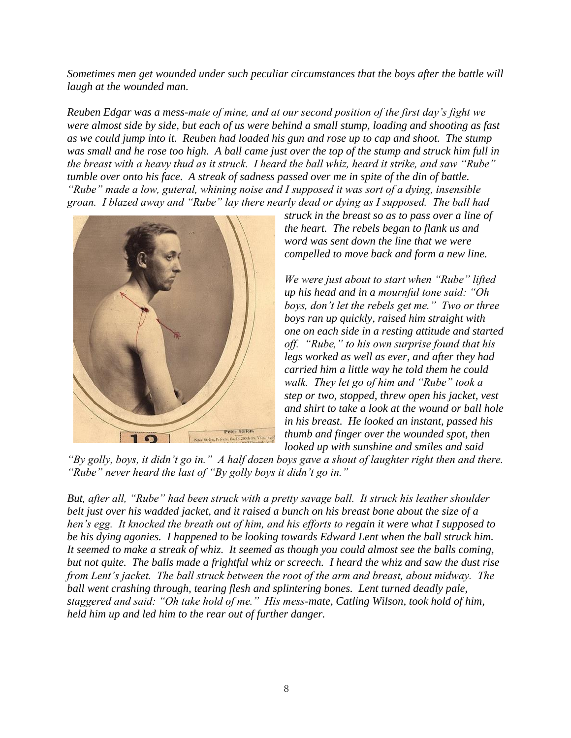*Sometimes men get wounded under such peculiar circumstances that the boys after the battle will laugh at the wounded man.*

*Reuben Edgar was a mess-mate of mine, and at our second position of the first day's fight we were almost side by side, but each of us were behind a small stump, loading and shooting as fast as we could jump into it. Reuben had loaded his gun and rose up to cap and shoot. The stump was small and he rose too high. A ball came just over the top of the stump and struck him full in the breast with a heavy thud as it struck. I heard the ball whiz, heard it strike, and saw "Rube" tumble over onto his face. A streak of sadness passed over me in spite of the din of battle. "Rube" made a low, guteral, whining noise and I supposed it was sort of a dying, insensible groan. I blazed away and "Rube" lay there nearly dead or dying as I supposed. The ball had struck in the breast so as to pass over a line of the heart. The rebels began to flank us and word was sent down the line that we were compelled to move back and form a new line.*

*We were just about to start when "Rube" lifted up his head and in a mournful tone said: "Oh boys, don't let the rebels get me." Two or three boys ran up quickly, raised him straight with one on each side in a resting attitude and started off. "Rube," to his own surprise found that his legs worked as well as ever, and after they had carried him a little way he told them he could walk. They let go of him and "Rube" took a step or two, stopped, threw open his jacket, vest and shirt to take a look at the wound or ball hole in his breast. He looked an instant, passed his thumb and finger over the wounded spot, then looked up with sunshine and smiles and said "By golly, boys, it didn't go in." A half dozen boys gave a shout of laughter right then and there. "Rube" never heard the last of "By golly boys it didn't go in."*

*But, after all, "Rube" had been struck with a pretty savage ball. It struck his leather shoulder belt just over his wadded jacket, and it raised a bunch on his breast bone about the size of a hen's egg. It knocked the breath out of him, and his efforts to regain it were what I supposed to be his dying agonies. I happened to be looking towards Edward Lent when the ball struck him. It seemed to make a streak of whiz. It seemed as though you could almost see the balls coming, but not quite. The balls made a frightful whiz or screech. I heard the whiz and saw the dust rise from Lent's jacket. The ball struck between the root of the arm and breast, about midway. The ball went crashing through, tearing flesh and splintering bones. Lent turned deadly pale, staggered and said: "Oh take hold of me." His mess-mate, Catling Wilson, took hold of him, held him up and led him to the rear out of further danger.*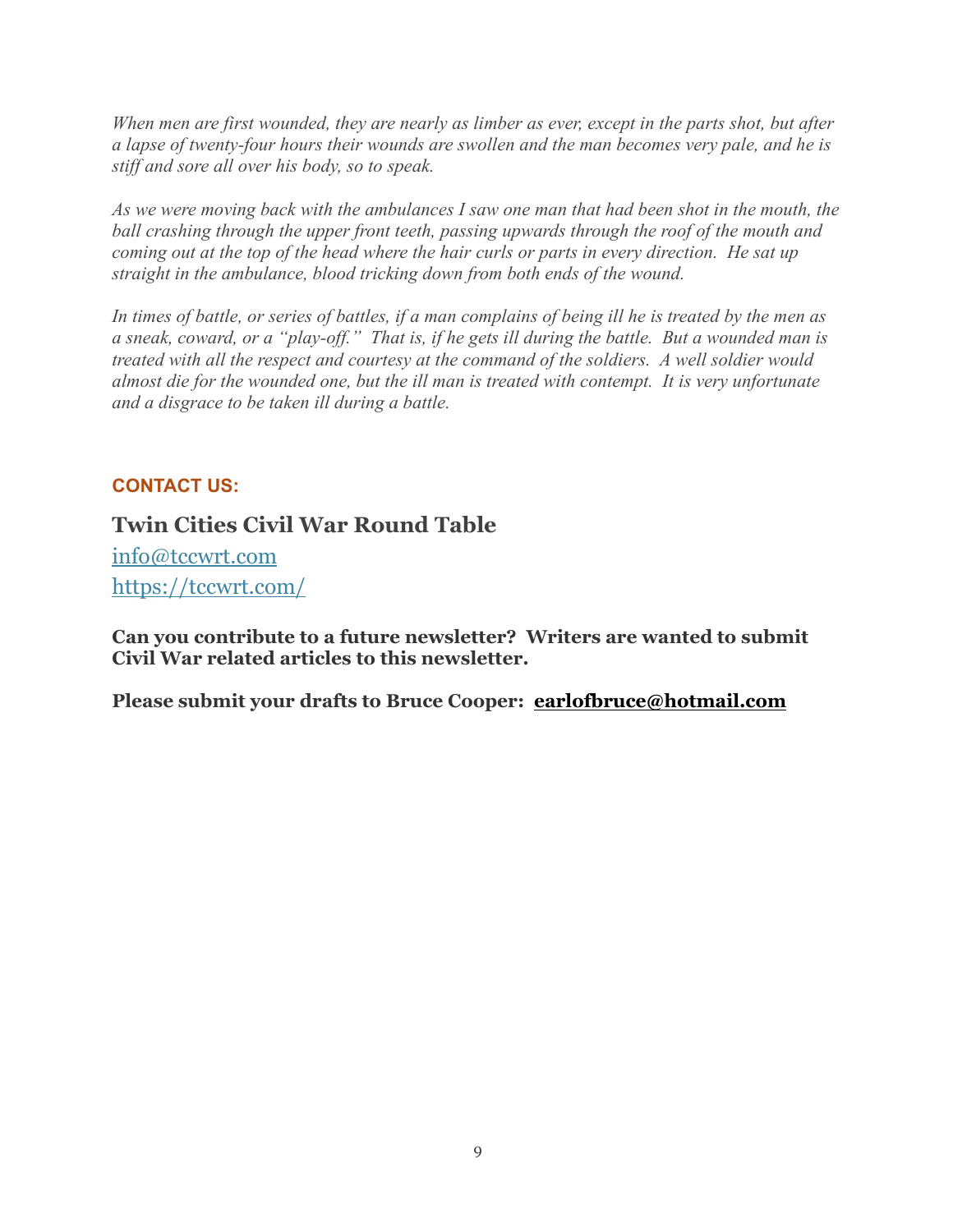*When men are first wounded, they are nearly as limber as ever, except in the parts shot, but after a lapse of twenty-four hours their wounds are swollen and the man becomes very pale, and he is stiff and sore all over his body, so to speak.*

*As we were moving back with the ambulances I saw one man that had been shot in the mouth, the ball crashing through the upper front teeth, passing upwards through the roof of the mouth and coming out at the top of the head where the hair curls or parts in every direction. He sat up straight in the ambulance, blood tricking down from both ends of the wound.*

*In times of battle, or series of battles, if a man complains of being ill he is treated by the men as a sneak, coward, or a "play-off." That is, if he gets ill during the battle. But a wounded man is treated with all the respect and courtesy at the command of the soldiers. A well soldier would almost die for the wounded one, but the ill man is treated with contempt. It is very unfortunate and a disgrace to be taken ill during a battle.*

### CONTACT US:

## Twin Cities Civil War Round Table

[info@tccwrt.com](mailto:info@tccwrt.com)

[https://tccwrt.com/](https://tccwrt.com/)

**Can you contribute to a future newsletter? Writers are wanted to submit Civil War related articles to this newsletter.**

**Please submit your drafts to Bruce Cooper: [earlofbruce@hotmail.com](mailto:earlofbruce@hotmail.com)**